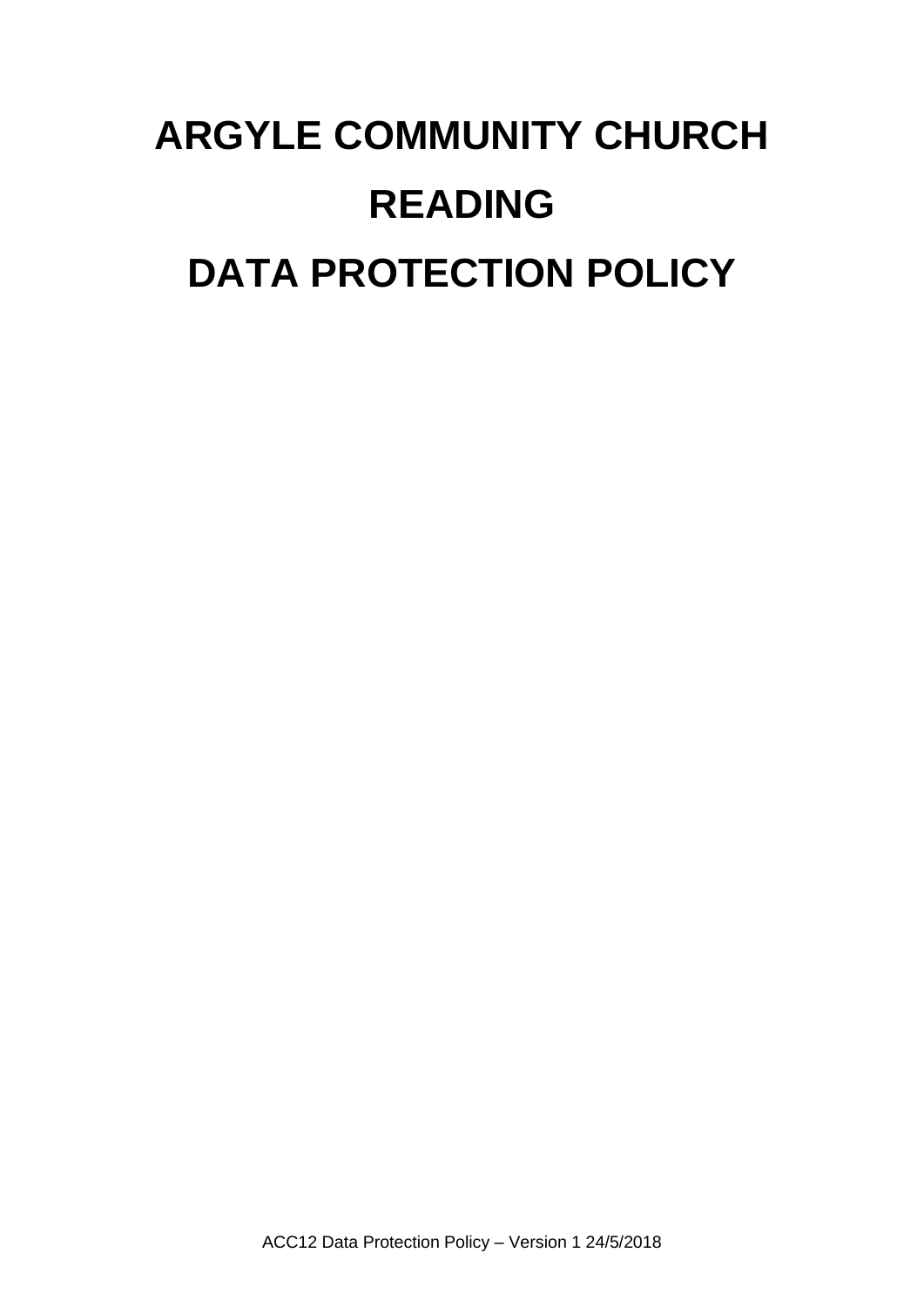# ARGYLE COMMUNITY CHURCH

# READING

# DATA PROTECTION POLICY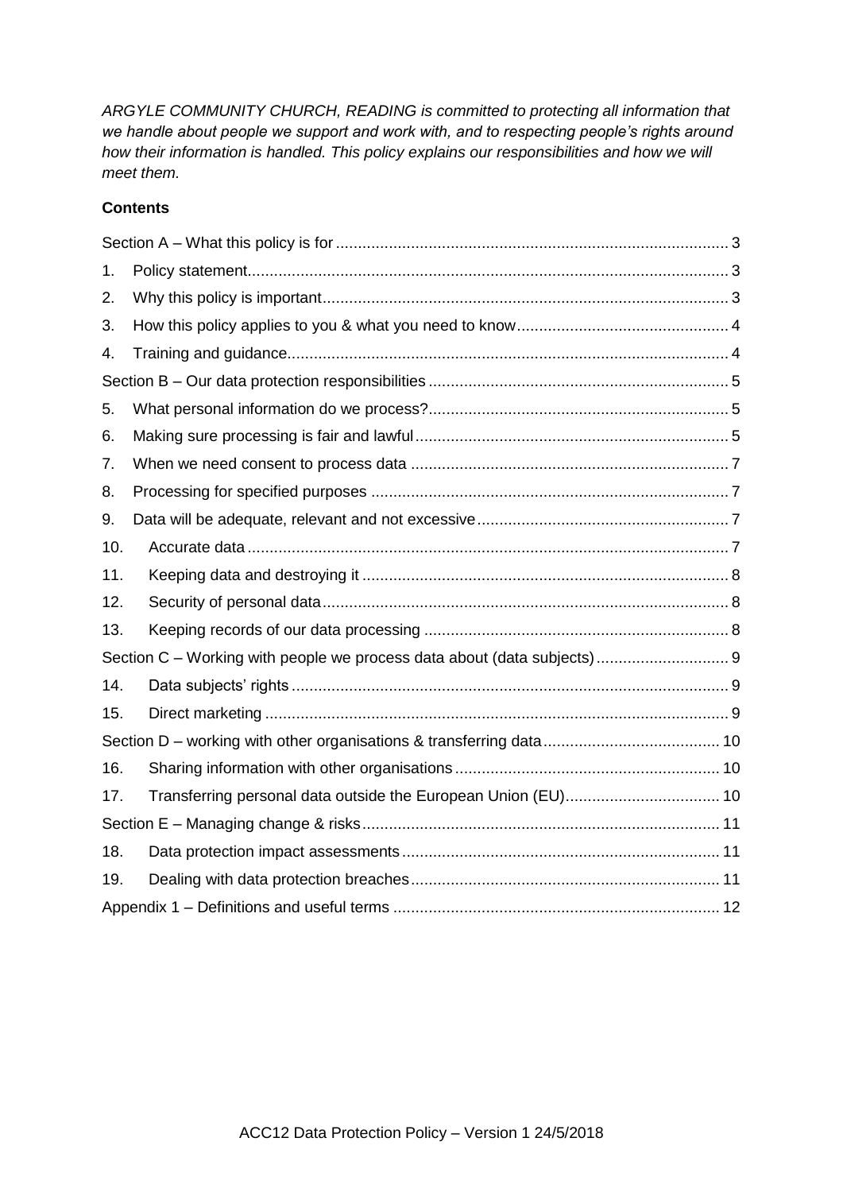*ARGYLE COMMUNITY CHURCH, READING is committed to protecting all information that we handle about people we support and work with, and to respecting people's rights around how their information is handled. This policy explains our responsibilities and how we will meet them.*

**Contents**

Section A – What this policy is for ........ 3

1. Policy statement ........ 3
2. Why this policy is important ........ 3
3. How this policy applies to you & what you need to know ........ 4
4. Training and guidance ........ 4

Section B – Our data protection responsibilities ........ 5

5. What personal information do we process? ........ 5
6. Making sure processing is fair and lawful ........ 5
7. When we need consent to process data ........ 7
8. Processing for specified purposes ........ 7
9. Data will be adequate, relevant and not excessive ........ 7
10. Accurate data ........ 7
11. Keeping data and destroying it ........ 8
12. Security of personal data ........ 8
13. Keeping records of our data processing ........ 8

Section C – Working with people we process data about (data subjects) ........ 9

14. Data subjects' rights ........ 9
15. Direct marketing ........ 9

Section D – working with other organisations & transferring data ........ 10

16. Sharing information with other organisations ........ 10
17. Transferring personal data outside the European Union (EU) ........ 10

Section E – Managing change & risks ........ 11

18. Data protection impact assessments ........ 11
19. Dealing with data protection breaches ........ 11

Appendix 1 – Definitions and useful terms ........ 12

ACC12 Data Protection Policy – Version 1 24/5/2018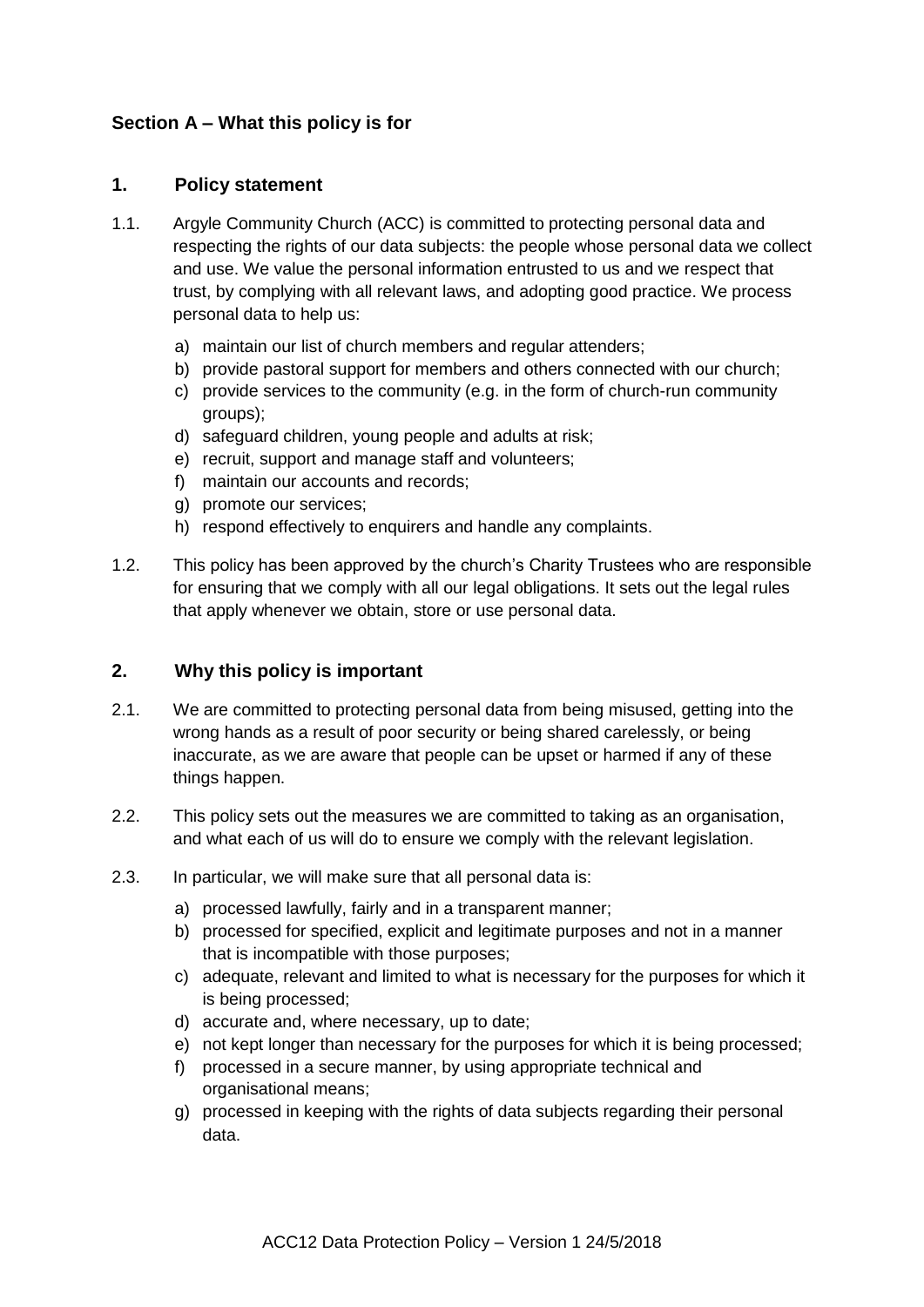## Section A – What this policy is for

### 1. Policy statement

1.1. Argyle Community Church (ACC) is committed to protecting personal data and respecting the rights of our data subjects: the people whose personal data we collect and use. We value the personal information entrusted to us and we respect that trust, by complying with all relevant laws, and adopting good practice. We process personal data to help us:

a) maintain our list of church members and regular attenders;
b) provide pastoral support for members and others connected with our church;
c) provide services to the community (e.g. in the form of church-run community groups);
d) safeguard children, young people and adults at risk;
e) recruit, support and manage staff and volunteers;
f) maintain our accounts and records;
g) promote our services;
h) respond effectively to enquirers and handle any complaints.

1.2. This policy has been approved by the church's Charity Trustees who are responsible for ensuring that we comply with all our legal obligations. It sets out the legal rules that apply whenever we obtain, store or use personal data.

### 2. Why this policy is important

2.1. We are committed to protecting personal data from being misused, getting into the wrong hands as a result of poor security or being shared carelessly, or being inaccurate, as we are aware that people can be upset or harmed if any of these things happen.

2.2. This policy sets out the measures we are committed to taking as an organisation, and what each of us will do to ensure we comply with the relevant legislation.

2.3. In particular, we will make sure that all personal data is:

a) processed lawfully, fairly and in a transparent manner;
b) processed for specified, explicit and legitimate purposes and not in a manner that is incompatible with those purposes;
c) adequate, relevant and limited to what is necessary for the purposes for which it is being processed;
d) accurate and, where necessary, up to date;
e) not kept longer than necessary for the purposes for which it is being processed;
f) processed in a secure manner, by using appropriate technical and organisational means;
g) processed in keeping with the rights of data subjects regarding their personal data.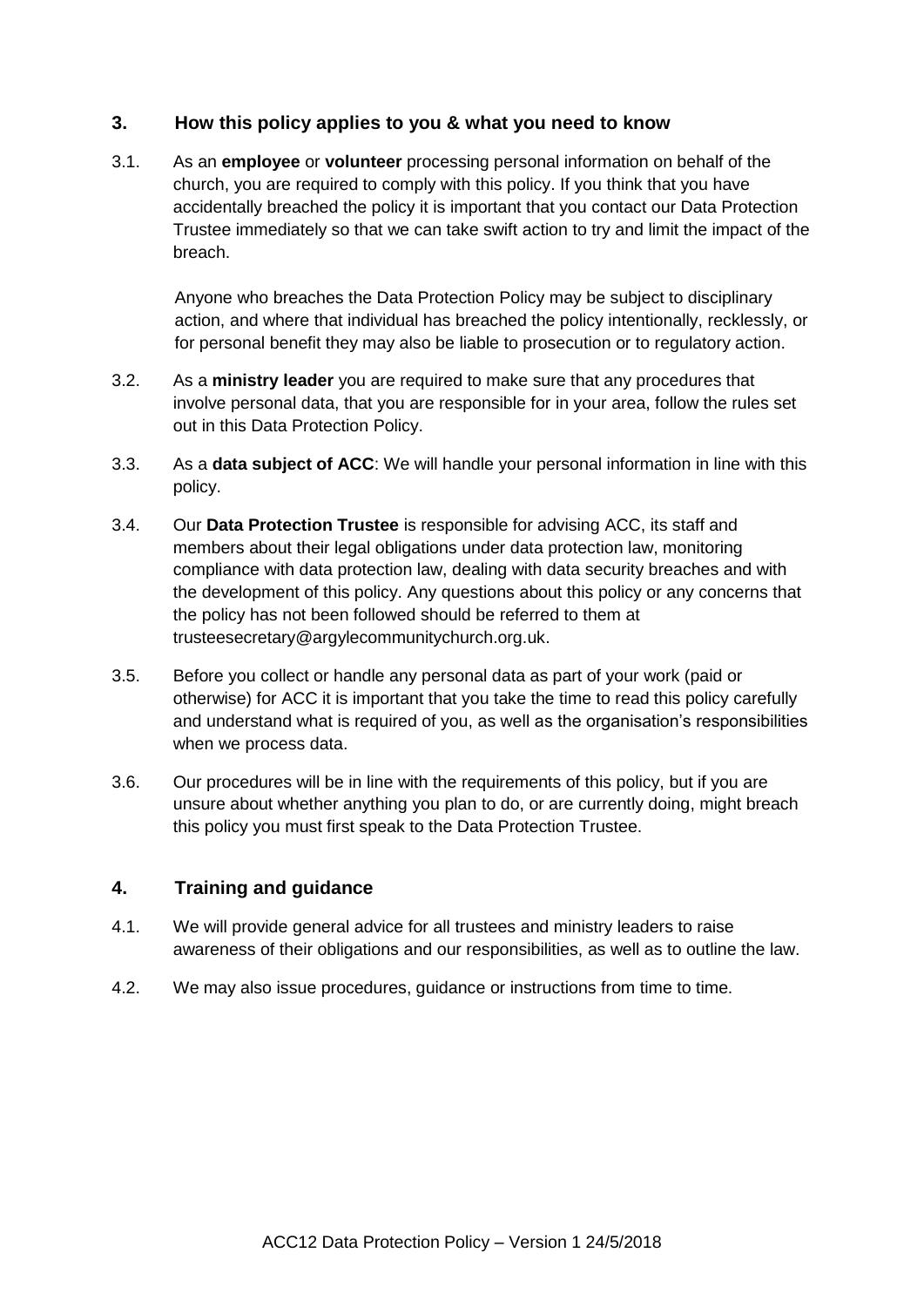## 3. How this policy applies to you & what you need to know

3.1. As an **employee** or **volunteer** processing personal information on behalf of the church, you are required to comply with this policy. If you think that you have accidentally breached the policy it is important that you contact our Data Protection Trustee immediately so that we can take swift action to try and limit the impact of the breach.

Anyone who breaches the Data Protection Policy may be subject to disciplinary action, and where that individual has breached the policy intentionally, recklessly, or for personal benefit they may also be liable to prosecution or to regulatory action.

3.2. As a **ministry leader** you are required to make sure that any procedures that involve personal data, that you are responsible for in your area, follow the rules set out in this Data Protection Policy.

3.3. As a **data subject of ACC**: We will handle your personal information in line with this policy.

3.4. Our **Data Protection Trustee** is responsible for advising ACC, its staff and members about their legal obligations under data protection law, monitoring compliance with data protection law, dealing with data security breaches and with the development of this policy. Any questions about this policy or any concerns that the policy has not been followed should be referred to them at trusteesecretary@argylecommunitychurch.org.uk.

3.5. Before you collect or handle any personal data as part of your work (paid or otherwise) for ACC it is important that you take the time to read this policy carefully and understand what is required of you, as well as the organisation's responsibilities when we process data.

3.6. Our procedures will be in line with the requirements of this policy, but if you are unsure about whether anything you plan to do, or are currently doing, might breach this policy you must first speak to the Data Protection Trustee.

## 4. Training and guidance

4.1. We will provide general advice for all trustees and ministry leaders to raise awareness of their obligations and our responsibilities, as well as to outline the law.

4.2. We may also issue procedures, guidance or instructions from time to time.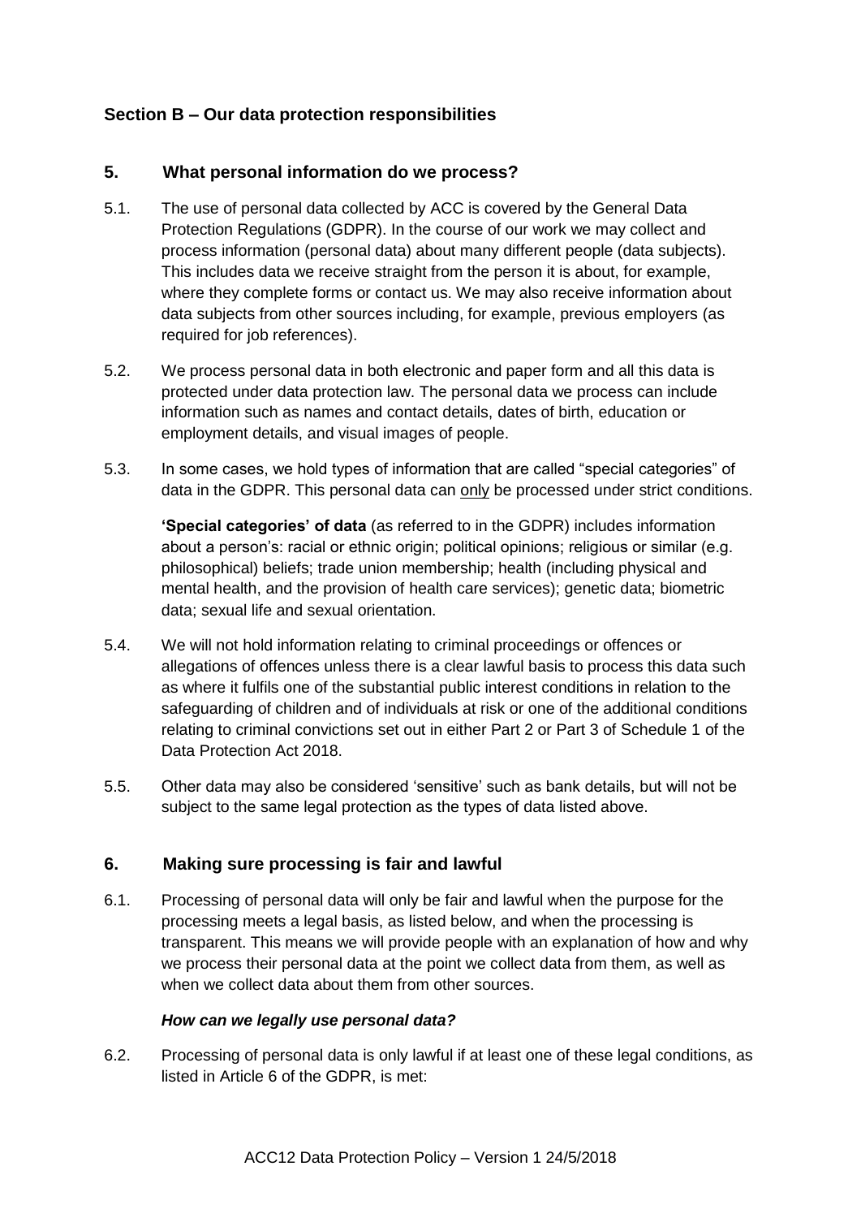## Section B – Our data protection responsibilities

### 5. What personal information do we process?

5.1. The use of personal data collected by ACC is covered by the General Data Protection Regulations (GDPR). In the course of our work we may collect and process information (personal data) about many different people (data subjects). This includes data we receive straight from the person it is about, for example, where they complete forms or contact us. We may also receive information about data subjects from other sources including, for example, previous employers (as required for job references).

5.2. We process personal data in both electronic and paper form and all this data is protected under data protection law. The personal data we process can include information such as names and contact details, dates of birth, education or employment details, and visual images of people.

5.3. In some cases, we hold types of information that are called "special categories" of data in the GDPR. This personal data can only be processed under strict conditions.

**'Special categories' of data** (as referred to in the GDPR) includes information about a person's: racial or ethnic origin; political opinions; religious or similar (e.g. philosophical) beliefs; trade union membership; health (including physical and mental health, and the provision of health care services); genetic data; biometric data; sexual life and sexual orientation.

5.4. We will not hold information relating to criminal proceedings or offences or allegations of offences unless there is a clear lawful basis to process this data such as where it fulfils one of the substantial public interest conditions in relation to the safeguarding of children and of individuals at risk or one of the additional conditions relating to criminal convictions set out in either Part 2 or Part 3 of Schedule 1 of the Data Protection Act 2018.

5.5. Other data may also be considered 'sensitive' such as bank details, but will not be subject to the same legal protection as the types of data listed above.

### 6. Making sure processing is fair and lawful

6.1. Processing of personal data will only be fair and lawful when the purpose for the processing meets a legal basis, as listed below, and when the processing is transparent. This means we will provide people with an explanation of how and why we process their personal data at the point we collect data from them, as well as when we collect data about them from other sources.

***How can we legally use personal data?***

6.2. Processing of personal data is only lawful if at least one of these legal conditions, as listed in Article 6 of the GDPR, is met: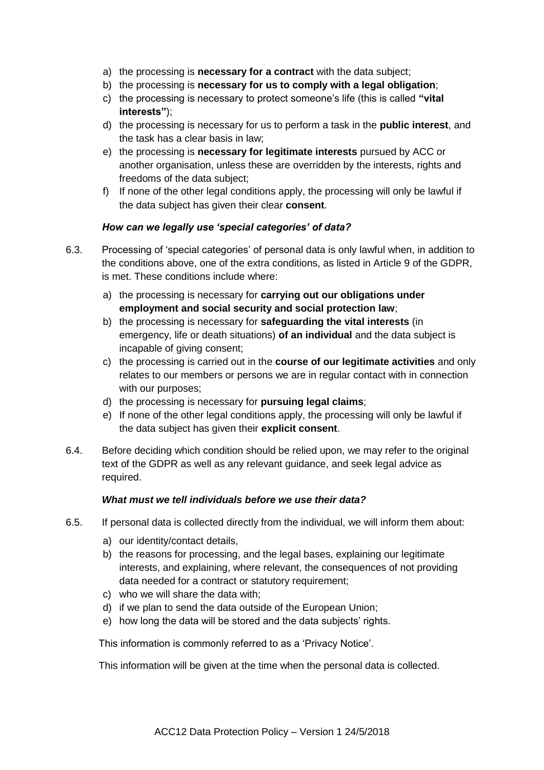a) the processing is **necessary for a contract** with the data subject;
b) the processing is **necessary for us to comply with a legal obligation**;
c) the processing is necessary to protect someone's life (this is called **"vital interests"**);
d) the processing is necessary for us to perform a task in the **public interest**, and the task has a clear basis in law;
e) the processing is **necessary for legitimate interests** pursued by ACC or another organisation, unless these are overridden by the interests, rights and freedoms of the data subject;
f) If none of the other legal conditions apply, the processing will only be lawful if the data subject has given their clear **consent**.

***How can we legally use 'special categories' of data?***

6.3. Processing of 'special categories' of personal data is only lawful when, in addition to the conditions above, one of the extra conditions, as listed in Article 9 of the GDPR, is met. These conditions include where:

a) the processing is necessary for **carrying out our obligations under employment and social security and social protection law**;
b) the processing is necessary for **safeguarding the vital interests** (in emergency, life or death situations) **of an individual** and the data subject is incapable of giving consent;
c) the processing is carried out in the **course of our legitimate activities** and only relates to our members or persons we are in regular contact with in connection with our purposes;
d) the processing is necessary for **pursuing legal claims**;
e) If none of the other legal conditions apply, the processing will only be lawful if the data subject has given their **explicit consent**.

6.4. Before deciding which condition should be relied upon, we may refer to the original text of the GDPR as well as any relevant guidance, and seek legal advice as required.

***What must we tell individuals before we use their data?***

6.5. If personal data is collected directly from the individual, we will inform them about:

a) our identity/contact details,
b) the reasons for processing, and the legal bases, explaining our legitimate interests, and explaining, where relevant, the consequences of not providing data needed for a contract or statutory requirement;
c) who we will share the data with;
d) if we plan to send the data outside of the European Union;
e) how long the data will be stored and the data subjects' rights.

This information is commonly referred to as a 'Privacy Notice'.

This information will be given at the time when the personal data is collected.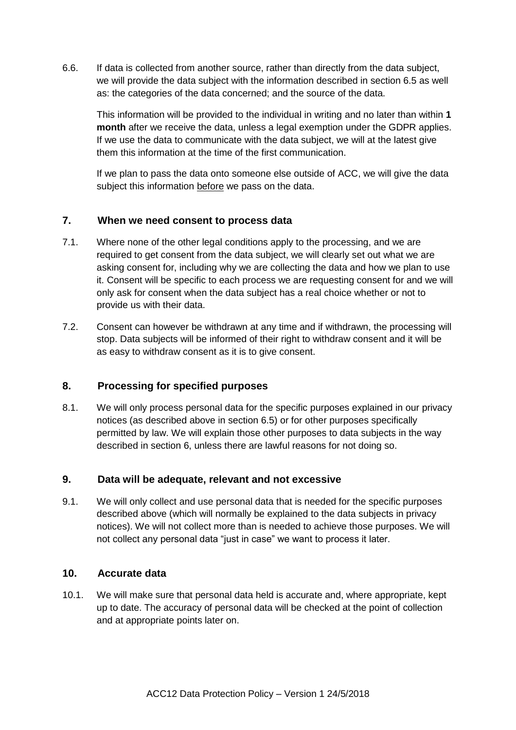6.6. If data is collected from another source, rather than directly from the data subject, we will provide the data subject with the information described in section 6.5 as well as: the categories of the data concerned; and the source of the data.

This information will be provided to the individual in writing and no later than within **1 month** after we receive the data, unless a legal exemption under the GDPR applies. If we use the data to communicate with the data subject, we will at the latest give them this information at the time of the first communication.

If we plan to pass the data onto someone else outside of ACC, we will give the data subject this information <u>before</u> we pass on the data.

## 7. When we need consent to process data

7.1. Where none of the other legal conditions apply to the processing, and we are required to get consent from the data subject, we will clearly set out what we are asking consent for, including why we are collecting the data and how we plan to use it. Consent will be specific to each process we are requesting consent for and we will only ask for consent when the data subject has a real choice whether or not to provide us with their data.

7.2. Consent can however be withdrawn at any time and if withdrawn, the processing will stop. Data subjects will be informed of their right to withdraw consent and it will be as easy to withdraw consent as it is to give consent.

## 8. Processing for specified purposes

8.1. We will only process personal data for the specific purposes explained in our privacy notices (as described above in section 6.5) or for other purposes specifically permitted by law. We will explain those other purposes to data subjects in the way described in section 6, unless there are lawful reasons for not doing so.

## 9. Data will be adequate, relevant and not excessive

9.1. We will only collect and use personal data that is needed for the specific purposes described above (which will normally be explained to the data subjects in privacy notices). We will not collect more than is needed to achieve those purposes. We will not collect any personal data "just in case" we want to process it later.

## 10. Accurate data

10.1. We will make sure that personal data held is accurate and, where appropriate, kept up to date. The accuracy of personal data will be checked at the point of collection and at appropriate points later on.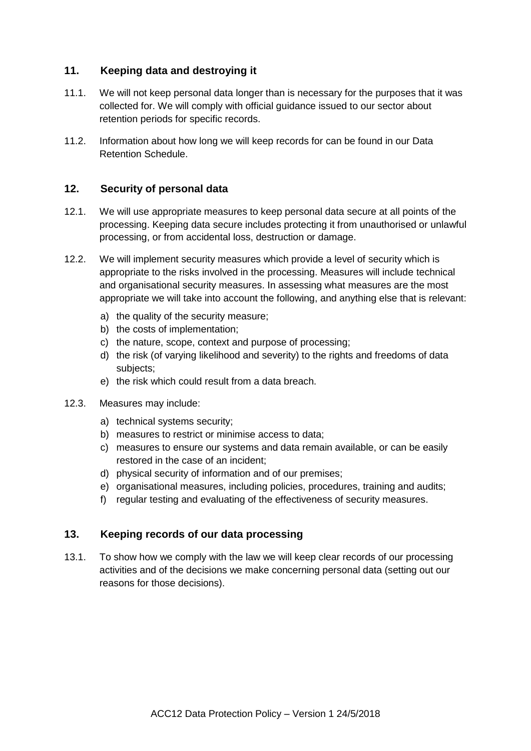## 11. Keeping data and destroying it

11.1. We will not keep personal data longer than is necessary for the purposes that it was collected for. We will comply with official guidance issued to our sector about retention periods for specific records.

11.2. Information about how long we will keep records for can be found in our Data Retention Schedule.

## 12. Security of personal data

12.1. We will use appropriate measures to keep personal data secure at all points of the processing. Keeping data secure includes protecting it from unauthorised or unlawful processing, or from accidental loss, destruction or damage.

12.2. We will implement security measures which provide a level of security which is appropriate to the risks involved in the processing. Measures will include technical and organisational security measures. In assessing what measures are the most appropriate we will take into account the following, and anything else that is relevant:

a) the quality of the security measure;
b) the costs of implementation;
c) the nature, scope, context and purpose of processing;
d) the risk (of varying likelihood and severity) to the rights and freedoms of data subjects;
e) the risk which could result from a data breach.

12.3. Measures may include:

a) technical systems security;
b) measures to restrict or minimise access to data;
c) measures to ensure our systems and data remain available, or can be easily restored in the case of an incident;
d) physical security of information and of our premises;
e) organisational measures, including policies, procedures, training and audits;
f) regular testing and evaluating of the effectiveness of security measures.

## 13. Keeping records of our data processing

13.1. To show how we comply with the law we will keep clear records of our processing activities and of the decisions we make concerning personal data (setting out our reasons for those decisions).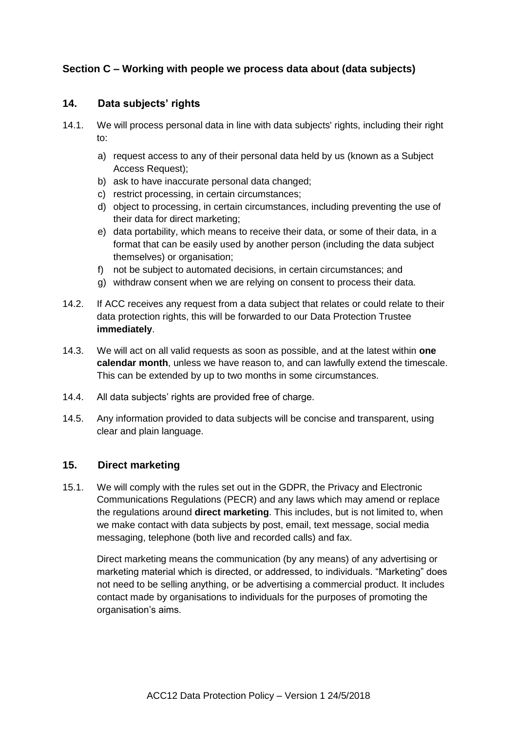## Section C – Working with people we process data about (data subjects)

### 14. Data subjects' rights

14.1. We will process personal data in line with data subjects' rights, including their right to:

a) request access to any of their personal data held by us (known as a Subject Access Request);
b) ask to have inaccurate personal data changed;
c) restrict processing, in certain circumstances;
d) object to processing, in certain circumstances, including preventing the use of their data for direct marketing;
e) data portability, which means to receive their data, or some of their data, in a format that can be easily used by another person (including the data subject themselves) or organisation;
f) not be subject to automated decisions, in certain circumstances; and
g) withdraw consent when we are relying on consent to process their data.

14.2. If ACC receives any request from a data subject that relates or could relate to their data protection rights, this will be forwarded to our Data Protection Trustee **immediately**.

14.3. We will act on all valid requests as soon as possible, and at the latest within **one calendar month**, unless we have reason to, and can lawfully extend the timescale. This can be extended by up to two months in some circumstances.

14.4. All data subjects' rights are provided free of charge.

14.5. Any information provided to data subjects will be concise and transparent, using clear and plain language.

### 15. Direct marketing

15.1. We will comply with the rules set out in the GDPR, the Privacy and Electronic Communications Regulations (PECR) and any laws which may amend or replace the regulations around **direct marketing**. This includes, but is not limited to, when we make contact with data subjects by post, email, text message, social media messaging, telephone (both live and recorded calls) and fax.

Direct marketing means the communication (by any means) of any advertising or marketing material which is directed, or addressed, to individuals. "Marketing" does not need to be selling anything, or be advertising a commercial product. It includes contact made by organisations to individuals for the purposes of promoting the organisation's aims.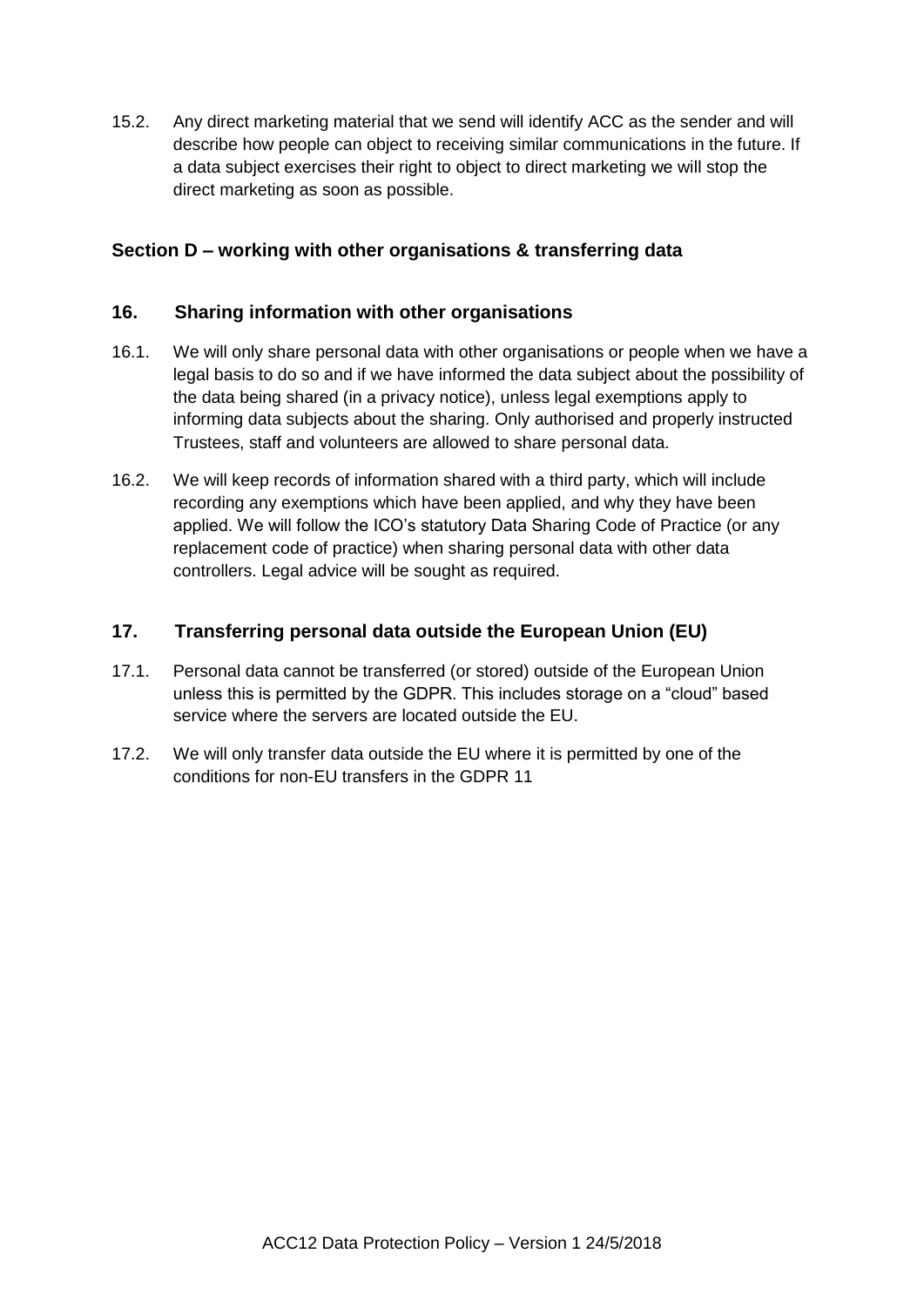15.2. Any direct marketing material that we send will identify ACC as the sender and will describe how people can object to receiving similar communications in the future. If a data subject exercises their right to object to direct marketing we will stop the direct marketing as soon as possible.

## Section D – working with other organisations & transferring data

### 16. Sharing information with other organisations

16.1. We will only share personal data with other organisations or people when we have a legal basis to do so and if we have informed the data subject about the possibility of the data being shared (in a privacy notice), unless legal exemptions apply to informing data subjects about the sharing. Only authorised and properly instructed Trustees, staff and volunteers are allowed to share personal data.

16.2. We will keep records of information shared with a third party, which will include recording any exemptions which have been applied, and why they have been applied. We will follow the ICO's statutory Data Sharing Code of Practice (or any replacement code of practice) when sharing personal data with other data controllers. Legal advice will be sought as required.

### 17. Transferring personal data outside the European Union (EU)

17.1. Personal data cannot be transferred (or stored) outside of the European Union unless this is permitted by the GDPR. This includes storage on a "cloud" based service where the servers are located outside the EU.

17.2. We will only transfer data outside the EU where it is permitted by one of the conditions for non-EU transfers in the GDPR 11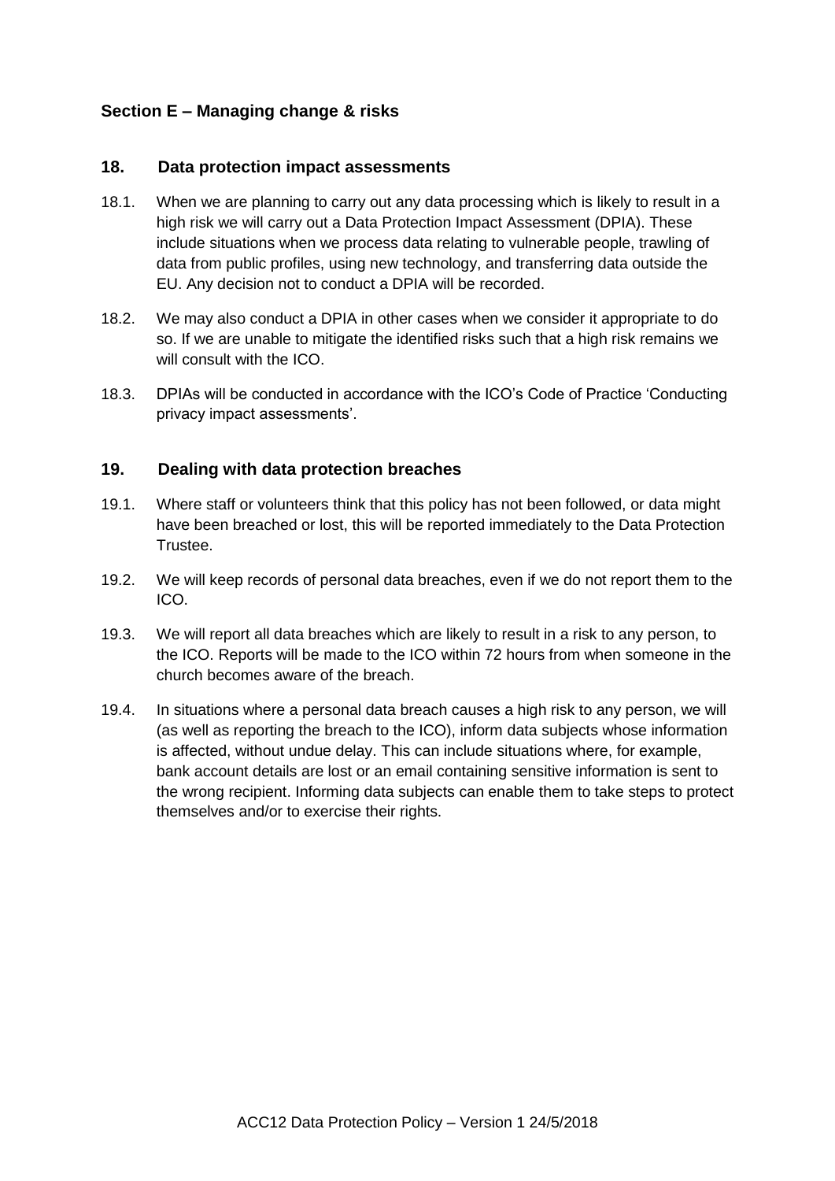## Section E – Managing change & risks

### 18. Data protection impact assessments

18.1. When we are planning to carry out any data processing which is likely to result in a high risk we will carry out a Data Protection Impact Assessment (DPIA). These include situations when we process data relating to vulnerable people, trawling of data from public profiles, using new technology, and transferring data outside the EU. Any decision not to conduct a DPIA will be recorded.

18.2. We may also conduct a DPIA in other cases when we consider it appropriate to do so. If we are unable to mitigate the identified risks such that a high risk remains we will consult with the ICO.

18.3. DPIAs will be conducted in accordance with the ICO's Code of Practice 'Conducting privacy impact assessments'.

### 19. Dealing with data protection breaches

19.1. Where staff or volunteers think that this policy has not been followed, or data might have been breached or lost, this will be reported immediately to the Data Protection Trustee.

19.2. We will keep records of personal data breaches, even if we do not report them to the ICO.

19.3. We will report all data breaches which are likely to result in a risk to any person, to the ICO. Reports will be made to the ICO within 72 hours from when someone in the church becomes aware of the breach.

19.4. In situations where a personal data breach causes a high risk to any person, we will (as well as reporting the breach to the ICO), inform data subjects whose information is affected, without undue delay. This can include situations where, for example, bank account details are lost or an email containing sensitive information is sent to the wrong recipient. Informing data subjects can enable them to take steps to protect themselves and/or to exercise their rights.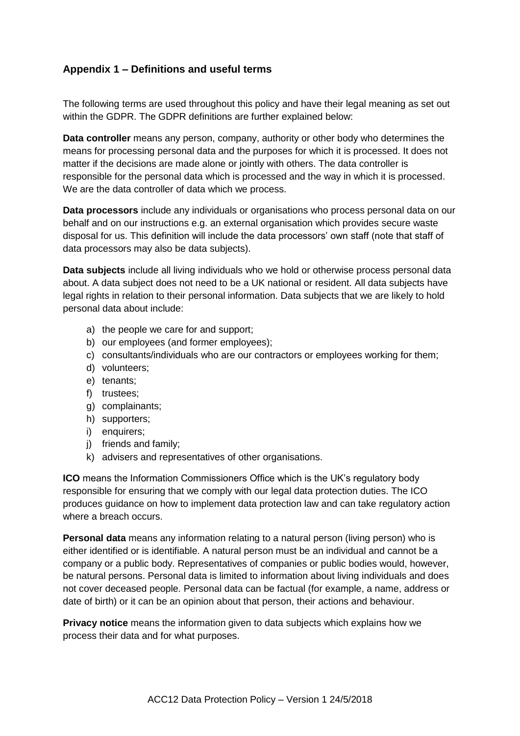## Appendix 1 – Definitions and useful terms

The following terms are used throughout this policy and have their legal meaning as set out within the GDPR. The GDPR definitions are further explained below:

**Data controller** means any person, company, authority or other body who determines the means for processing personal data and the purposes for which it is processed. It does not matter if the decisions are made alone or jointly with others. The data controller is responsible for the personal data which is processed and the way in which it is processed. We are the data controller of data which we process.

**Data processors** include any individuals or organisations who process personal data on our behalf and on our instructions e.g. an external organisation which provides secure waste disposal for us. This definition will include the data processors' own staff (note that staff of data processors may also be data subjects).

**Data subjects** include all living individuals who we hold or otherwise process personal data about. A data subject does not need to be a UK national or resident. All data subjects have legal rights in relation to their personal information. Data subjects that we are likely to hold personal data about include:

a) the people we care for and support;
b) our employees (and former employees);
c) consultants/individuals who are our contractors or employees working for them;
d) volunteers;
e) tenants;
f) trustees;
g) complainants;
h) supporters;
i) enquirers;
j) friends and family;
k) advisers and representatives of other organisations.

**ICO** means the Information Commissioners Office which is the UK's regulatory body responsible for ensuring that we comply with our legal data protection duties. The ICO produces guidance on how to implement data protection law and can take regulatory action where a breach occurs.

**Personal data** means any information relating to a natural person (living person) who is either identified or is identifiable. A natural person must be an individual and cannot be a company or a public body. Representatives of companies or public bodies would, however, be natural persons. Personal data is limited to information about living individuals and does not cover deceased people. Personal data can be factual (for example, a name, address or date of birth) or it can be an opinion about that person, their actions and behaviour.

**Privacy notice** means the information given to data subjects which explains how we process their data and for what purposes.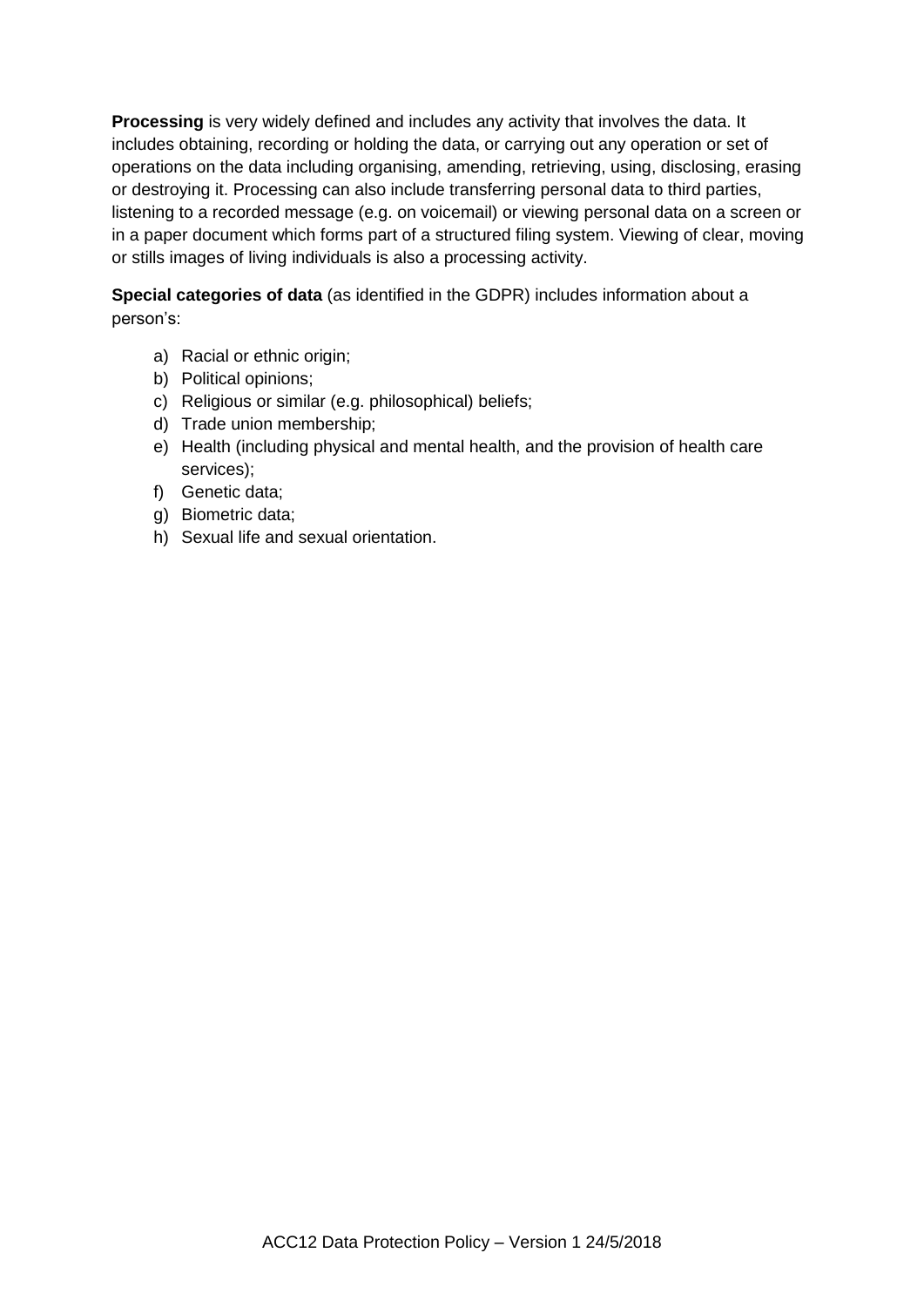**Processing** is very widely defined and includes any activity that involves the data. It includes obtaining, recording or holding the data, or carrying out any operation or set of operations on the data including organising, amending, retrieving, using, disclosing, erasing or destroying it. Processing can also include transferring personal data to third parties, listening to a recorded message (e.g. on voicemail) or viewing personal data on a screen or in a paper document which forms part of a structured filing system. Viewing of clear, moving or stills images of living individuals is also a processing activity.

**Special categories of data** (as identified in the GDPR) includes information about a person's:

a) Racial or ethnic origin;
b) Political opinions;
c) Religious or similar (e.g. philosophical) beliefs;
d) Trade union membership;
e) Health (including physical and mental health, and the provision of health care services);
f) Genetic data;
g) Biometric data;
h) Sexual life and sexual orientation.